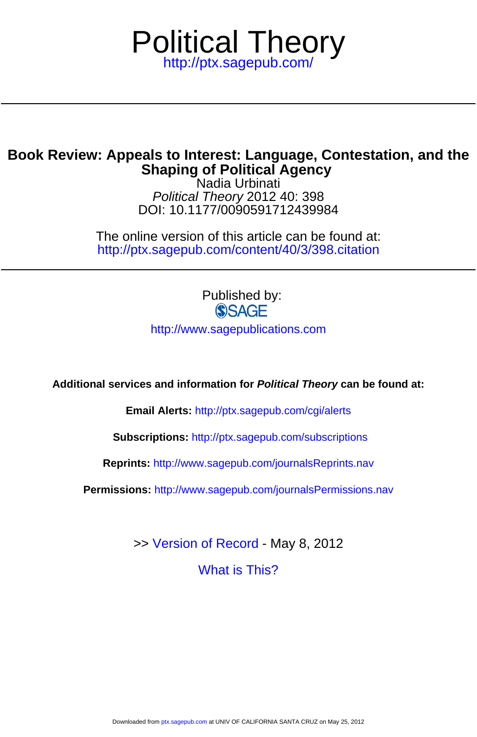# Political Theory

http://ptx.sagepub.com/

## Book Review: Appeals to Interest: Language, Contestation, and the Shaping of Political Agency

Nadia Urbinati

*Political Theory* 2012 40: 398

DOI: 10.1177/0090591712439984

The online version of this article can be found at:

http://ptx.sagepub.com/content/40/3/398.citation

Published by:

SAGE

http://www.sagepublications.com

**Additional services and information for *Political Theory* can be found at:**

**Email Alerts:** http://ptx.sagepub.com/cgi/alerts

**Subscriptions:** http://ptx.sagepub.com/subscriptions

**Reprints:** http://www.sagepub.com/journalsReprints.nav

**Permissions:** http://www.sagepub.com/journalsPermissions.nav

>> Version of Record - May 8, 2012

What is This?

Downloaded from ptx.sagepub.com at UNIV OF CALIFORNIA SANTA CRUZ on May 25, 2012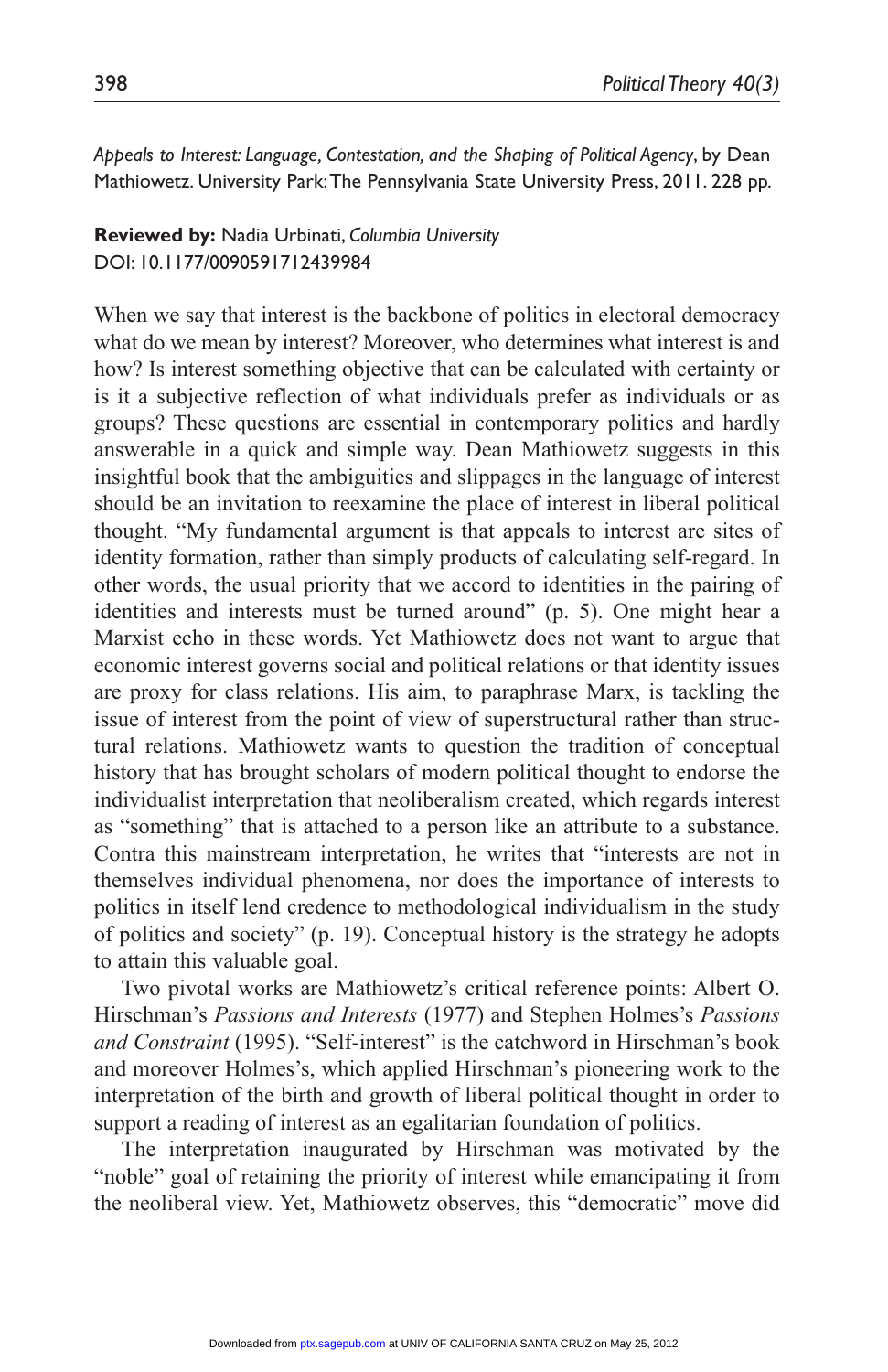*Appeals to Interest: Language, Contestation, and the Shaping of Political Agency*, by Dean Mathiowetz. University Park: The Pennsylvania State University Press, 2011. 228 pp.

**Reviewed by:** Nadia Urbinati, *Columbia University*
DOI: 10.1177/0090591712439984

When we say that interest is the backbone of politics in electoral democracy what do we mean by interest? Moreover, who determines what interest is and how? Is interest something objective that can be calculated with certainty or is it a subjective reflection of what individuals prefer as individuals or as groups? These questions are essential in contemporary politics and hardly answerable in a quick and simple way. Dean Mathiowetz suggests in this insightful book that the ambiguities and slippages in the language of interest should be an invitation to reexamine the place of interest in liberal political thought. "My fundamental argument is that appeals to interest are sites of identity formation, rather than simply products of calculating self-regard. In other words, the usual priority that we accord to identities in the pairing of identities and interests must be turned around" (p. 5). One might hear a Marxist echo in these words. Yet Mathiowetz does not want to argue that economic interest governs social and political relations or that identity issues are proxy for class relations. His aim, to paraphrase Marx, is tackling the issue of interest from the point of view of superstructural rather than structural relations. Mathiowetz wants to question the tradition of conceptual history that has brought scholars of modern political thought to endorse the individualist interpretation that neoliberalism created, which regards interest as "something" that is attached to a person like an attribute to a substance. Contra this mainstream interpretation, he writes that "interests are not in themselves individual phenomena, nor does the importance of interests to politics in itself lend credence to methodological individualism in the study of politics and society" (p. 19). Conceptual history is the strategy he adopts to attain this valuable goal.

Two pivotal works are Mathiowetz's critical reference points: Albert O. Hirschman's *Passions and Interests* (1977) and Stephen Holmes's *Passions and Constraint* (1995). "Self-interest" is the catchword in Hirschman's book and moreover Holmes's, which applied Hirschman's pioneering work to the interpretation of the birth and growth of liberal political thought in order to support a reading of interest as an egalitarian foundation of politics.

The interpretation inaugurated by Hirschman was motivated by the "noble" goal of retaining the priority of interest while emancipating it from the neoliberal view. Yet, Mathiowetz observes, this "democratic" move did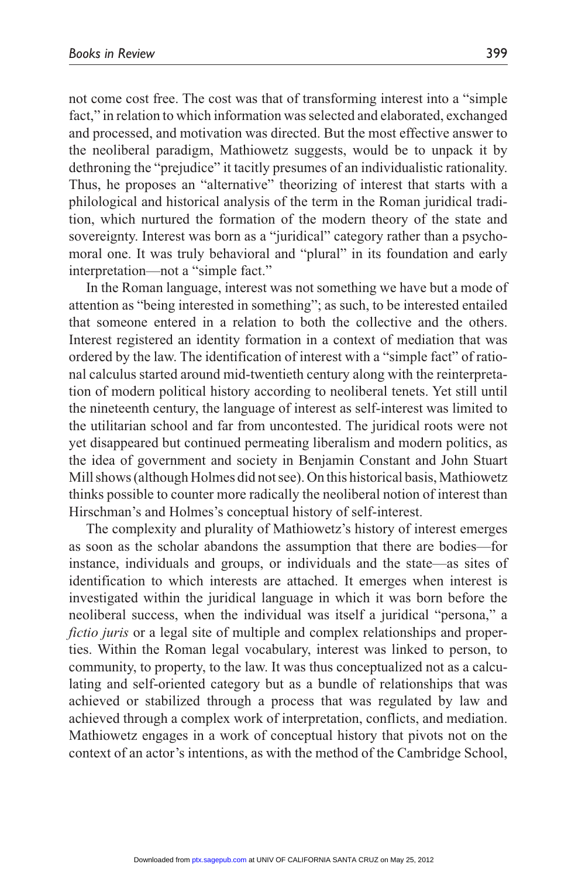not come cost free. The cost was that of transforming interest into a "simple fact," in relation to which information was selected and elaborated, exchanged and processed, and motivation was directed. But the most effective answer to the neoliberal paradigm, Mathiowetz suggests, would be to unpack it by dethroning the "prejudice" it tacitly presumes of an individualistic rationality. Thus, he proposes an "alternative" theorizing of interest that starts with a philological and historical analysis of the term in the Roman juridical tradition, which nurtured the formation of the modern theory of the state and sovereignty. Interest was born as a "juridical" category rather than a psycho-moral one. It was truly behavioral and "plural" in its foundation and early interpretation—not a "simple fact."

In the Roman language, interest was not something we have but a mode of attention as "being interested in something"; as such, to be interested entailed that someone entered in a relation to both the collective and the others. Interest registered an identity formation in a context of mediation that was ordered by the law. The identification of interest with a "simple fact" of rational calculus started around mid-twentieth century along with the reinterpretation of modern political history according to neoliberal tenets. Yet still until the nineteenth century, the language of interest as self-interest was limited to the utilitarian school and far from uncontested. The juridical roots were not yet disappeared but continued permeating liberalism and modern politics, as the idea of government and society in Benjamin Constant and John Stuart Mill shows (although Holmes did not see). On this historical basis, Mathiowetz thinks possible to counter more radically the neoliberal notion of interest than Hirschman's and Holmes's conceptual history of self-interest.

The complexity and plurality of Mathiowetz's history of interest emerges as soon as the scholar abandons the assumption that there are bodies—for instance, individuals and groups, or individuals and the state—as sites of identification to which interests are attached. It emerges when interest is investigated within the juridical language in which it was born before the neoliberal success, when the individual was itself a juridical "persona," a *fictio juris* or a legal site of multiple and complex relationships and properties. Within the Roman legal vocabulary, interest was linked to person, to community, to property, to the law. It was thus conceptualized not as a calculating and self-oriented category but as a bundle of relationships that was achieved or stabilized through a process that was regulated by law and achieved through a complex work of interpretation, conflicts, and mediation. Mathiowetz engages in a work of conceptual history that pivots not on the context of an actor's intentions, as with the method of the Cambridge School,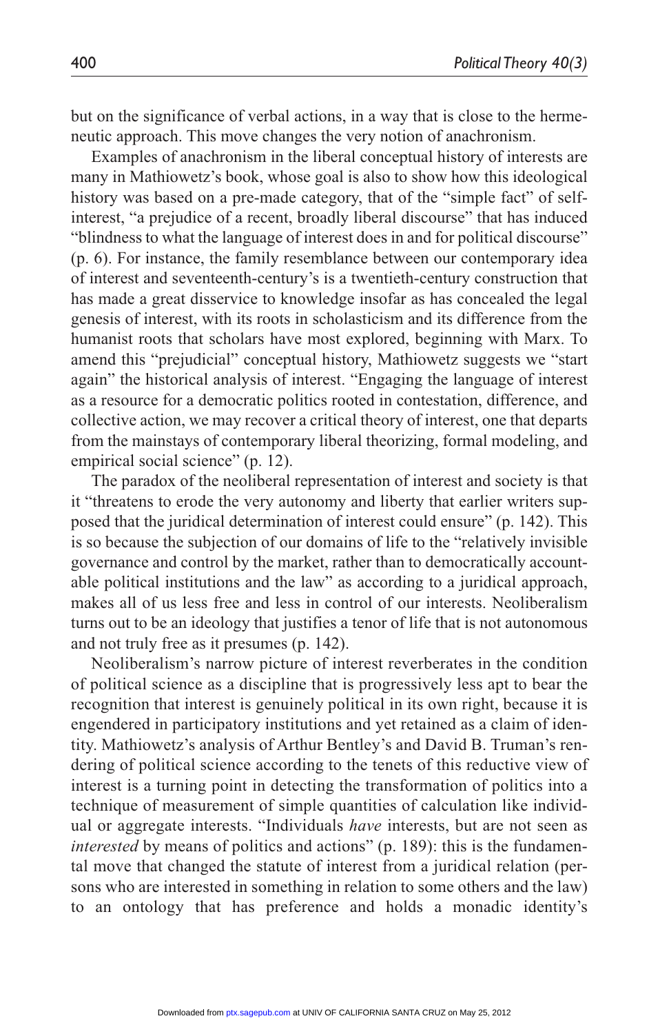but on the significance of verbal actions, in a way that is close to the hermeneutic approach. This move changes the very notion of anachronism.

Examples of anachronism in the liberal conceptual history of interests are many in Mathiowetz's book, whose goal is also to show how this ideological history was based on a pre-made category, that of the "simple fact" of self-interest, "a prejudice of a recent, broadly liberal discourse" that has induced "blindness to what the language of interest does in and for political discourse" (p. 6). For instance, the family resemblance between our contemporary idea of interest and seventeenth-century's is a twentieth-century construction that has made a great disservice to knowledge insofar as has concealed the legal genesis of interest, with its roots in scholasticism and its difference from the humanist roots that scholars have most explored, beginning with Marx. To amend this "prejudicial" conceptual history, Mathiowetz suggests we "start again" the historical analysis of interest. "Engaging the language of interest as a resource for a democratic politics rooted in contestation, difference, and collective action, we may recover a critical theory of interest, one that departs from the mainstays of contemporary liberal theorizing, formal modeling, and empirical social science" (p. 12).

The paradox of the neoliberal representation of interest and society is that it "threatens to erode the very autonomy and liberty that earlier writers supposed that the juridical determination of interest could ensure" (p. 142). This is so because the subjection of our domains of life to the "relatively invisible governance and control by the market, rather than to democratically accountable political institutions and the law" as according to a juridical approach, makes all of us less free and less in control of our interests. Neoliberalism turns out to be an ideology that justifies a tenor of life that is not autonomous and not truly free as it presumes (p. 142).

Neoliberalism's narrow picture of interest reverberates in the condition of political science as a discipline that is progressively less apt to bear the recognition that interest is genuinely political in its own right, because it is engendered in participatory institutions and yet retained as a claim of identity. Mathiowetz's analysis of Arthur Bentley's and David B. Truman's rendering of political science according to the tenets of this reductive view of interest is a turning point in detecting the transformation of politics into a technique of measurement of simple quantities of calculation like individual or aggregate interests. "Individuals *have* interests, but are not seen as *interested* by means of politics and actions" (p. 189): this is the fundamental move that changed the statute of interest from a juridical relation (persons who are interested in something in relation to some others and the law) to an ontology that has preference and holds a monadic identity's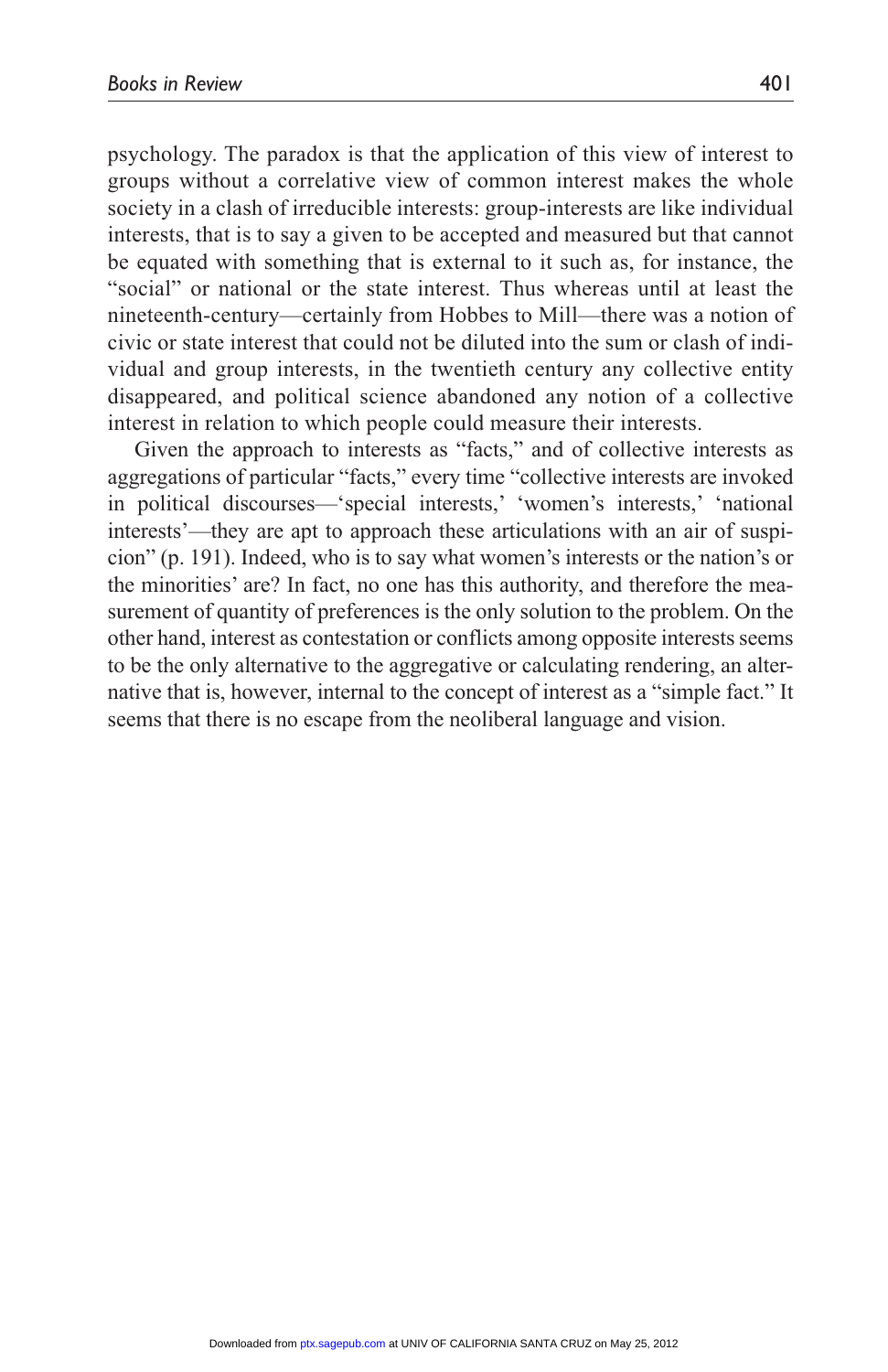psychology. The paradox is that the application of this view of interest to groups without a correlative view of common interest makes the whole society in a clash of irreducible interests: group-interests are like individual interests, that is to say a given to be accepted and measured but that cannot be equated with something that is external to it such as, for instance, the "social" or national or the state interest. Thus whereas until at least the nineteenth-century—certainly from Hobbes to Mill—there was a notion of civic or state interest that could not be diluted into the sum or clash of individual and group interests, in the twentieth century any collective entity disappeared, and political science abandoned any notion of a collective interest in relation to which people could measure their interests.

Given the approach to interests as "facts," and of collective interests as aggregations of particular "facts," every time "collective interests are invoked in political discourses—'special interests,' 'women's interests,' 'national interests'—they are apt to approach these articulations with an air of suspicion" (p. 191). Indeed, who is to say what women's interests or the nation's or the minorities' are? In fact, no one has this authority, and therefore the measurement of quantity of preferences is the only solution to the problem. On the other hand, interest as contestation or conflicts among opposite interests seems to be the only alternative to the aggregative or calculating rendering, an alternative that is, however, internal to the concept of interest as a "simple fact." It seems that there is no escape from the neoliberal language and vision.